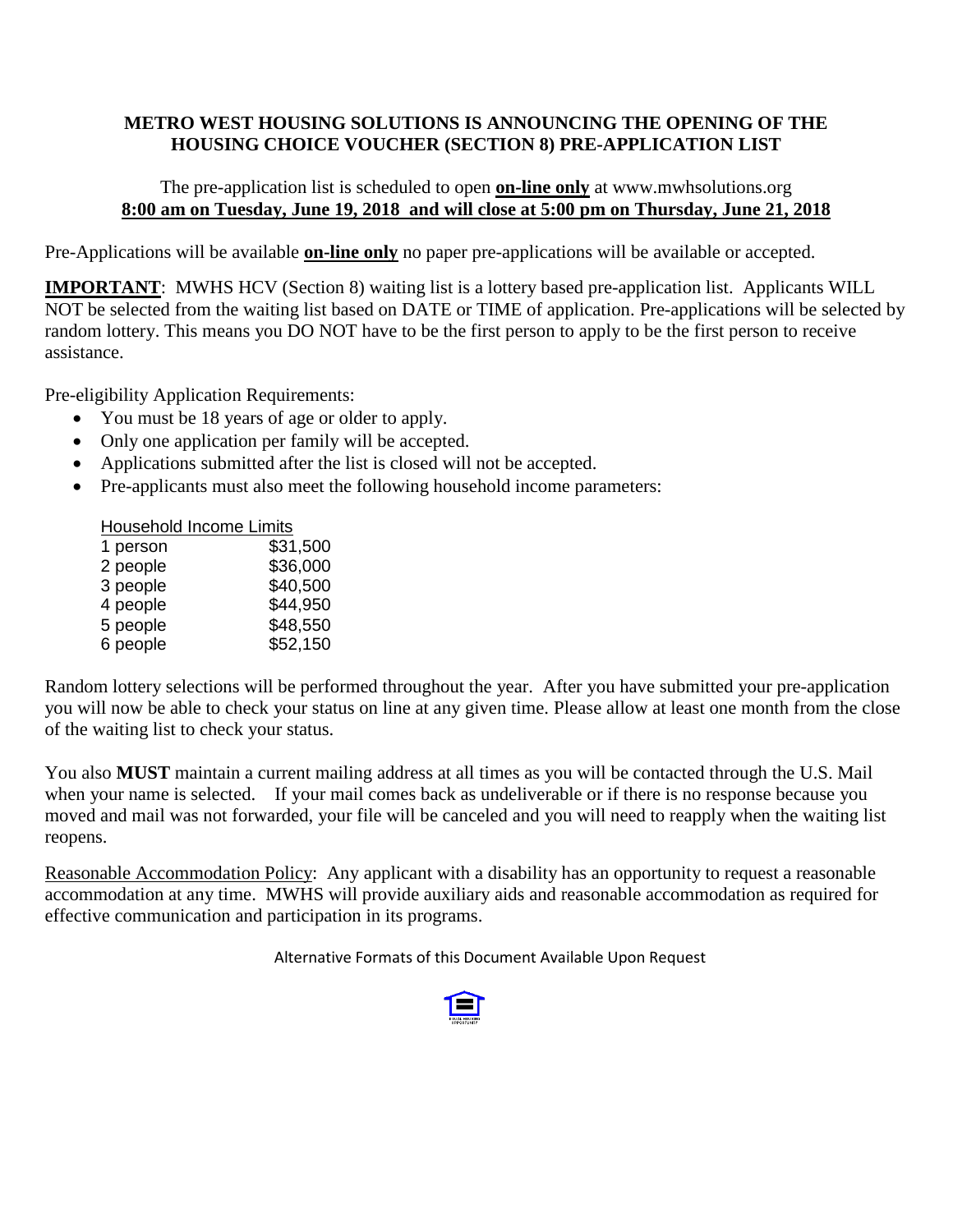**METRO WEST HOUSING SOLUTIONS IS ANNOUNCING THE OPENING OF THE HOUSING CHOICE VOUCHER (SECTION 8) PRE-APPLICATION LIST**

The pre-application list is scheduled to open **on-line only** at www.mwhsolutions.org
**8:00 am on Tuesday, June 19, 2018 and will close at 5:00 pm on Thursday, June 21, 2018**

Pre-Applications will be available **on-line only** no paper pre-applications will be available or accepted.

**IMPORTANT**: MWHS HCV (Section 8) waiting list is a lottery based pre-application list. Applicants WILL NOT be selected from the waiting list based on DATE or TIME of application. Pre-applications will be selected by random lottery. This means you DO NOT have to be the first person to apply to be the first person to receive assistance.

Pre-eligibility Application Requirements:

- You must be 18 years of age or older to apply.
- Only one application per family will be accepted.
- Applications submitted after the list is closed will not be accepted.
- Pre-applicants must also meet the following household income parameters:

| Household Income Limits | |
|---|---|
| 1 person | $31,500 |
| 2 people | $36,000 |
| 3 people | $40,500 |
| 4 people | $44,950 |
| 5 people | $48,550 |
| 6 people | $52,150 |

Random lottery selections will be performed throughout the year. After you have submitted your pre-application you will now be able to check your status on line at any given time. Please allow at least one month from the close of the waiting list to check your status.

You also **MUST** maintain a current mailing address at all times as you will be contacted through the U.S. Mail when your name is selected. If your mail comes back as undeliverable or if there is no response because you moved and mail was not forwarded, your file will be canceled and you will need to reapply when the waiting list reopens.

Reasonable Accommodation Policy: Any applicant with a disability has an opportunity to request a reasonable accommodation at any time. MWHS will provide auxiliary aids and reasonable accommodation as required for effective communication and participation in its programs.

Alternative Formats of this Document Available Upon Request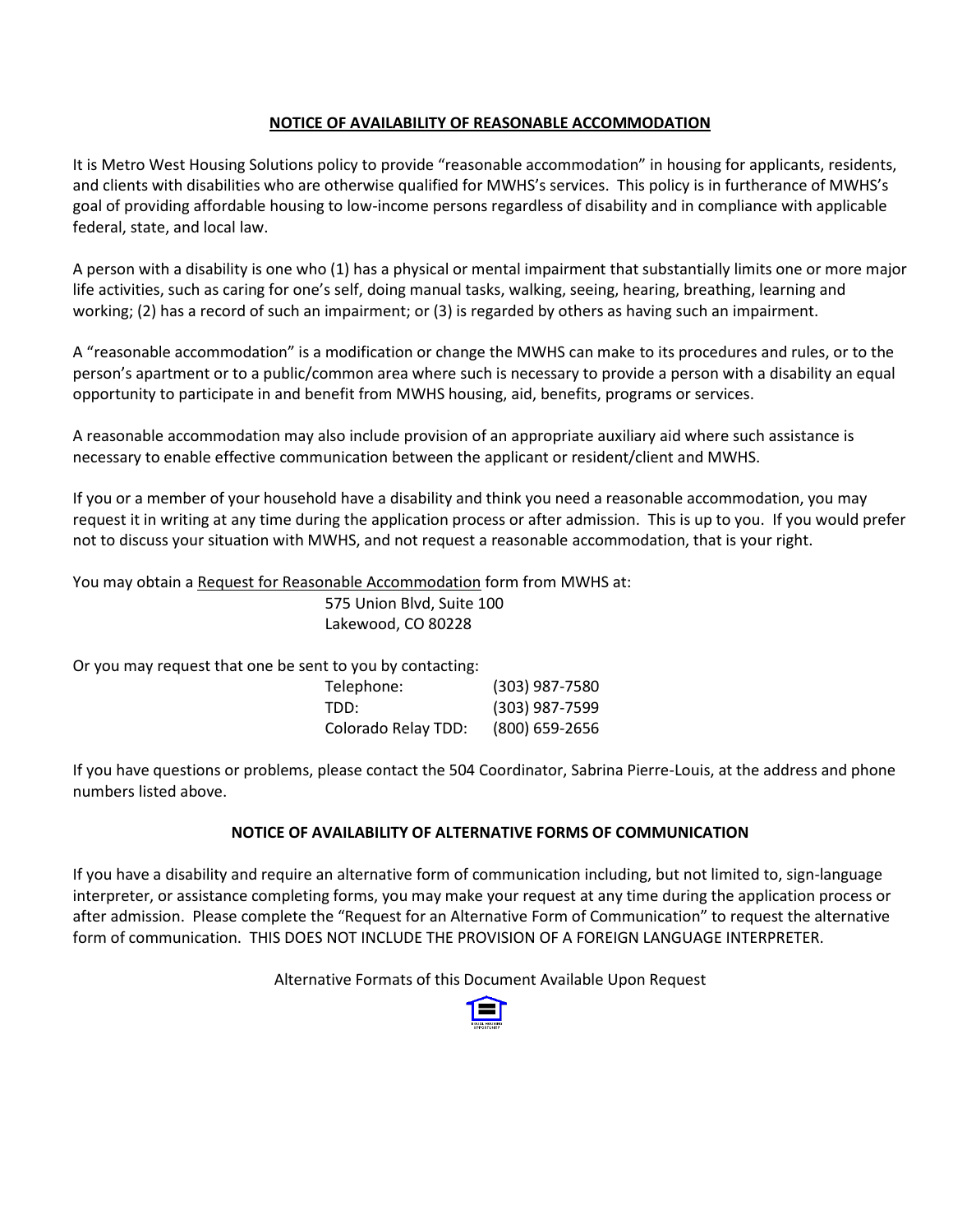## NOTICE OF AVAILABILITY OF REASONABLE ACCOMMODATION

It is Metro West Housing Solutions policy to provide "reasonable accommodation" in housing for applicants, residents, and clients with disabilities who are otherwise qualified for MWHS's services. This policy is in furtherance of MWHS's goal of providing affordable housing to low-income persons regardless of disability and in compliance with applicable federal, state, and local law.

A person with a disability is one who (1) has a physical or mental impairment that substantially limits one or more major life activities, such as caring for one's self, doing manual tasks, walking, seeing, hearing, breathing, learning and working; (2) has a record of such an impairment; or (3) is regarded by others as having such an impairment.

A "reasonable accommodation" is a modification or change the MWHS can make to its procedures and rules, or to the person's apartment or to a public/common area where such is necessary to provide a person with a disability an equal opportunity to participate in and benefit from MWHS housing, aid, benefits, programs or services.

A reasonable accommodation may also include provision of an appropriate auxiliary aid where such assistance is necessary to enable effective communication between the applicant or resident/client and MWHS.

If you or a member of your household have a disability and think you need a reasonable accommodation, you may request it in writing at any time during the application process or after admission. This is up to you. If you would prefer not to discuss your situation with MWHS, and not request a reasonable accommodation, that is your right.

You may obtain a Request for Reasonable Accommodation form from MWHS at:

575 Union Blvd, Suite 100
Lakewood, CO 80228

Or you may request that one be sent to you by contacting:

| | |
|---|---|
| Telephone: | (303) 987-7580 |
| TDD: | (303) 987-7599 |
| Colorado Relay TDD: | (800) 659-2656 |

If you have questions or problems, please contact the 504 Coordinator, Sabrina Pierre-Louis, at the address and phone numbers listed above.

## NOTICE OF AVAILABILITY OF ALTERNATIVE FORMS OF COMMUNICATION

If you have a disability and require an alternative form of communication including, but not limited to, sign-language interpreter, or assistance completing forms, you may make your request at any time during the application process or after admission. Please complete the "Request for an Alternative Form of Communication" to request the alternative form of communication. THIS DOES NOT INCLUDE THE PROVISION OF A FOREIGN LANGUAGE INTERPRETER.

Alternative Formats of this Document Available Upon Request